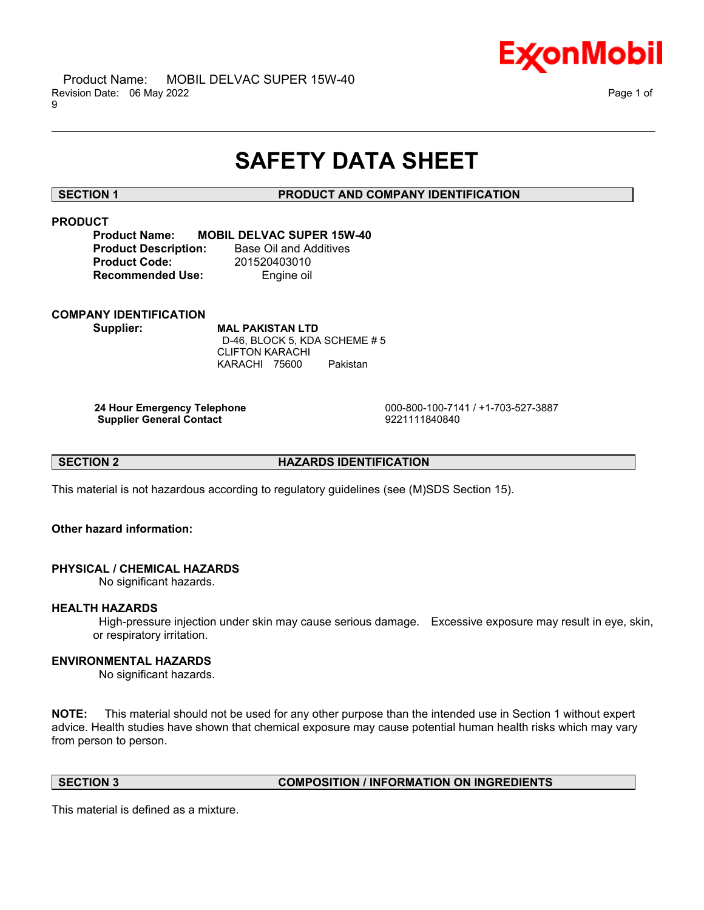# SAFETY DATA SHEET

## SECTION 1 PRODUCT AND COMPANY IDENTIFICATION

### PRODUCT

**Product Name:** **MOBIL DELVAC SUPER 15W-40**
**Product Description:** Base Oil and Additives
**Product Code:** 201520403010
**Recommended Use:** Engine oil

### COMPANY IDENTIFICATION

**Supplier:** **MAL PAKISTAN LTD**
D-46, BLOCK 5, KDA SCHEME # 5
CLIFTON KARACHI
KARACHI 75600 Pakistan

| | |
|---|---|
| **24 Hour Emergency Telephone** | 000-800-100-7141 / +1-703-527-3887 |
| **Supplier General Contact** | 9221111840840 |

## SECTION 2 HAZARDS IDENTIFICATION

This material is not hazardous according to regulatory guidelines (see (M)SDS Section 15).

**Other hazard information:**

### PHYSICAL / CHEMICAL HAZARDS

No significant hazards.

### HEALTH HAZARDS

High-pressure injection under skin may cause serious damage. Excessive exposure may result in eye, skin, or respiratory irritation.

### ENVIRONMENTAL HAZARDS

No significant hazards.

**NOTE:** This material should not be used for any other purpose than the intended use in Section 1 without expert advice. Health studies have shown that chemical exposure may cause potential human health risks which may vary from person to person.

## SECTION 3 COMPOSITION / INFORMATION ON INGREDIENTS

This material is defined as a mixture.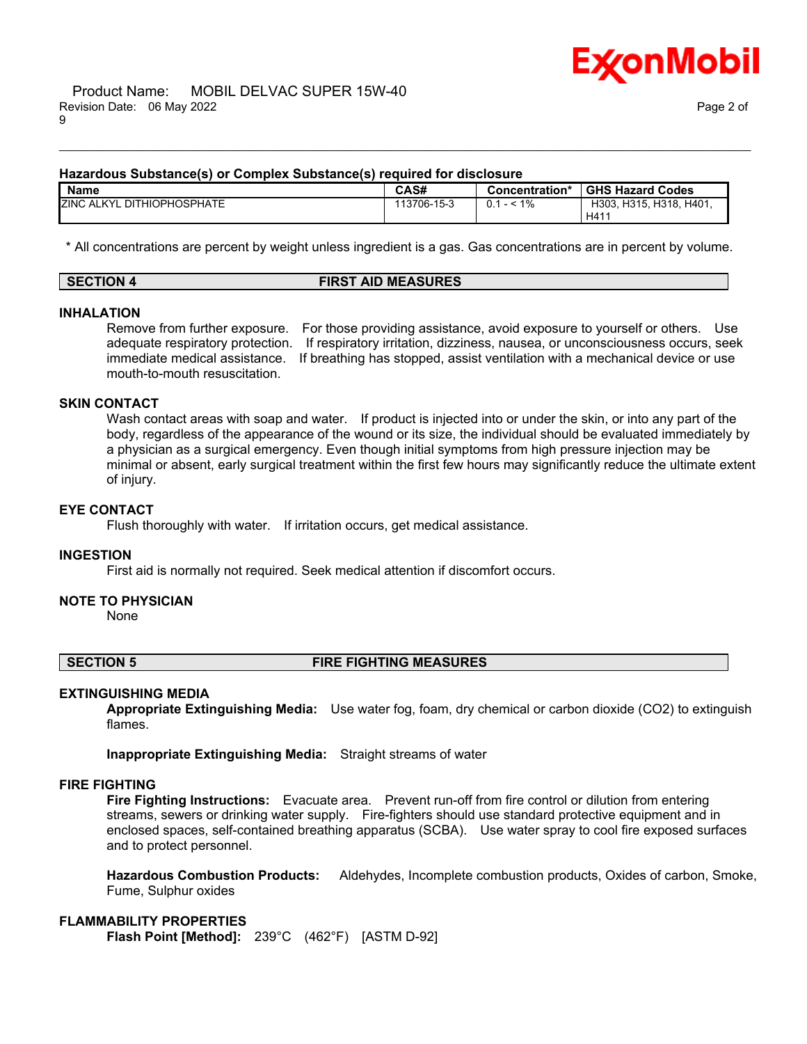**Hazardous Substance(s) or Complex Substance(s) required for disclosure**

| Name | CAS# | Concentration* | GHS Hazard Codes |
|---|---|---|---|
| ZINC ALKYL DITHIOPHOSPHATE | 113706-15-3 | 0.1 - < 1% | H303, H315, H318, H401, H411 |

\* All concentrations are percent by weight unless ingredient is a gas. Gas concentrations are in percent by volume.

## SECTION 4 FIRST AID MEASURES

### INHALATION

Remove from further exposure. For those providing assistance, avoid exposure to yourself or others. Use adequate respiratory protection. If respiratory irritation, dizziness, nausea, or unconsciousness occurs, seek immediate medical assistance. If breathing has stopped, assist ventilation with a mechanical device or use mouth-to-mouth resuscitation.

### SKIN CONTACT

Wash contact areas with soap and water. If product is injected into or under the skin, or into any part of the body, regardless of the appearance of the wound or its size, the individual should be evaluated immediately by a physician as a surgical emergency. Even though initial symptoms from high pressure injection may be minimal or absent, early surgical treatment within the first few hours may significantly reduce the ultimate extent of injury.

### EYE CONTACT

Flush thoroughly with water. If irritation occurs, get medical assistance.

### INGESTION

First aid is normally not required. Seek medical attention if discomfort occurs.

### NOTE TO PHYSICIAN

None

## SECTION 5 FIRE FIGHTING MEASURES

### EXTINGUISHING MEDIA

**Appropriate Extinguishing Media:** Use water fog, foam, dry chemical or carbon dioxide ($CO_2$) to extinguish flames.

**Inappropriate Extinguishing Media:** Straight streams of water

### FIRE FIGHTING

**Fire Fighting Instructions:** Evacuate area. Prevent run-off from fire control or dilution from entering streams, sewers or drinking water supply. Fire-fighters should use standard protective equipment and in enclosed spaces, self-contained breathing apparatus (SCBA). Use water spray to cool fire exposed surfaces and to protect personnel.

**Hazardous Combustion Products:** Aldehydes, Incomplete combustion products, Oxides of carbon, Smoke, Fume, Sulphur oxides

### FLAMMABILITY PROPERTIES

**Flash Point [Method]:** 239°C (462°F) [ASTM D-92]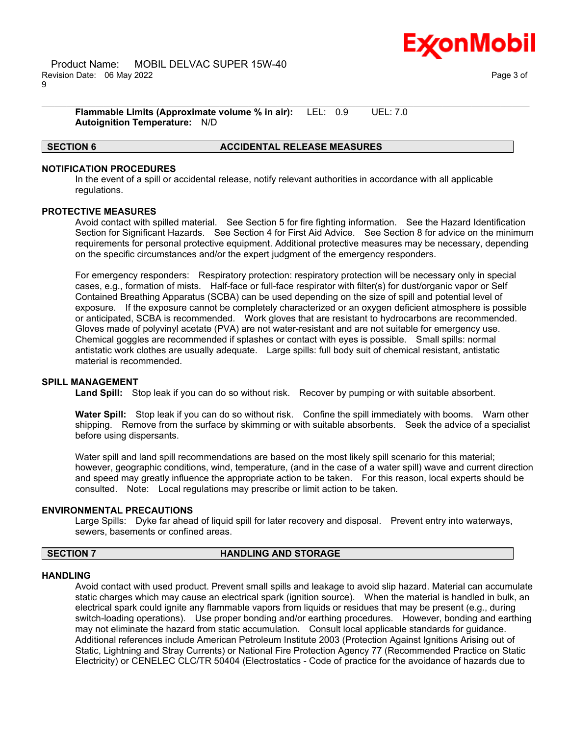**Flammable Limits (Approximate volume % in air):** LEL: 0.9 UEL: 7.0
**Autoignition Temperature:** N/D

## SECTION 6 ACCIDENTAL RELEASE MEASURES

### NOTIFICATION PROCEDURES

In the event of a spill or accidental release, notify relevant authorities in accordance with all applicable regulations.

### PROTECTIVE MEASURES

Avoid contact with spilled material. See Section 5 for fire fighting information. See the Hazard Identification Section for Significant Hazards. See Section 4 for First Aid Advice. See Section 8 for advice on the minimum requirements for personal protective equipment. Additional protective measures may be necessary, depending on the specific circumstances and/or the expert judgment of the emergency responders.

For emergency responders: Respiratory protection: respiratory protection will be necessary only in special cases, e.g., formation of mists. Half-face or full-face respirator with filter(s) for dust/organic vapor or Self Contained Breathing Apparatus (SCBA) can be used depending on the size of spill and potential level of exposure. If the exposure cannot be completely characterized or an oxygen deficient atmosphere is possible or anticipated, SCBA is recommended. Work gloves that are resistant to hydrocarbons are recommended. Gloves made of polyvinyl acetate (PVA) are not water-resistant and are not suitable for emergency use. Chemical goggles are recommended if splashes or contact with eyes is possible. Small spills: normal antistatic work clothes are usually adequate. Large spills: full body suit of chemical resistant, antistatic material is recommended.

### SPILL MANAGEMENT

**Land Spill:** Stop leak if you can do so without risk. Recover by pumping or with suitable absorbent.

**Water Spill:** Stop leak if you can do so without risk. Confine the spill immediately with booms. Warn other shipping. Remove from the surface by skimming or with suitable absorbents. Seek the advice of a specialist before using dispersants.

Water spill and land spill recommendations are based on the most likely spill scenario for this material; however, geographic conditions, wind, temperature, (and in the case of a water spill) wave and current direction and speed may greatly influence the appropriate action to be taken. For this reason, local experts should be consulted. Note: Local regulations may prescribe or limit action to be taken.

### ENVIRONMENTAL PRECAUTIONS

Large Spills: Dyke far ahead of liquid spill for later recovery and disposal. Prevent entry into waterways, sewers, basements or confined areas.

## SECTION 7 HANDLING AND STORAGE

### HANDLING

Avoid contact with used product. Prevent small spills and leakage to avoid slip hazard. Material can accumulate static charges which may cause an electrical spark (ignition source). When the material is handled in bulk, an electrical spark could ignite any flammable vapors from liquids or residues that may be present (e.g., during switch-loading operations). Use proper bonding and/or earthing procedures. However, bonding and earthing may not eliminate the hazard from static accumulation. Consult local applicable standards for guidance. Additional references include American Petroleum Institute 2003 (Protection Against Ignitions Arising out of Static, Lightning and Stray Currents) or National Fire Protection Agency 77 (Recommended Practice on Static Electricity) or CENELEC CLC/TR 50404 (Electrostatics - Code of practice for the avoidance of hazards due to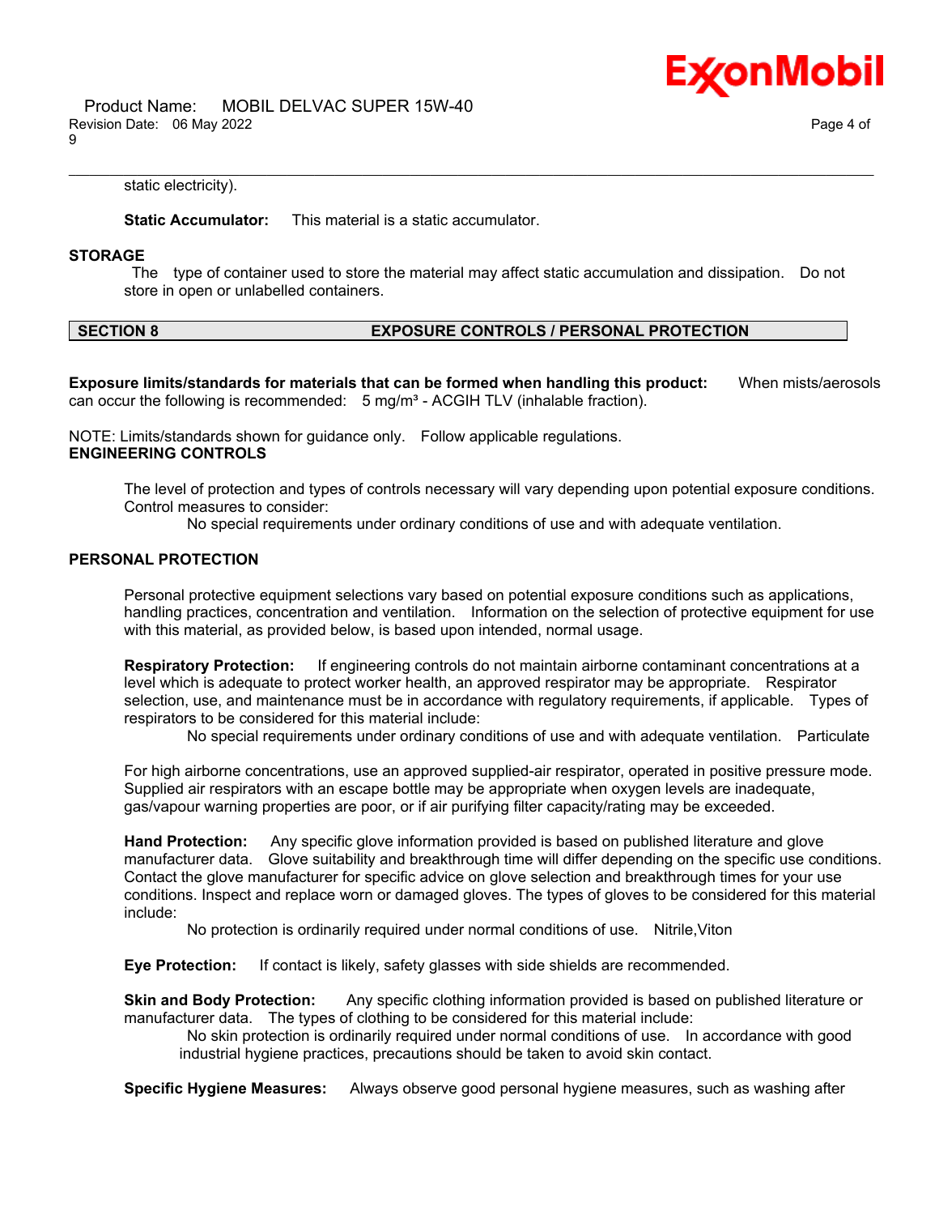static electricity).

**Static Accumulator:** This material is a static accumulator.

**STORAGE**

The type of container used to store the material may affect static accumulation and dissipation. Do not store in open or unlabelled containers.

| SECTION 8 | EXPOSURE CONTROLS / PERSONAL PROTECTION |
|---|---|

**Exposure limits/standards for materials that can be formed when handling this product:** When mists/aerosols can occur the following is recommended: 5 mg/m³ - ACGIH TLV (inhalable fraction).

NOTE: Limits/standards shown for guidance only. Follow applicable regulations.

**ENGINEERING CONTROLS**

The level of protection and types of controls necessary will vary depending upon potential exposure conditions. Control measures to consider:

No special requirements under ordinary conditions of use and with adequate ventilation.

**PERSONAL PROTECTION**

Personal protective equipment selections vary based on potential exposure conditions such as applications, handling practices, concentration and ventilation. Information on the selection of protective equipment for use with this material, as provided below, is based upon intended, normal usage.

**Respiratory Protection:** If engineering controls do not maintain airborne contaminant concentrations at a level which is adequate to protect worker health, an approved respirator may be appropriate. Respirator selection, use, and maintenance must be in accordance with regulatory requirements, if applicable. Types of respirators to be considered for this material include:

No special requirements under ordinary conditions of use and with adequate ventilation. Particulate

For high airborne concentrations, use an approved supplied-air respirator, operated in positive pressure mode. Supplied air respirators with an escape bottle may be appropriate when oxygen levels are inadequate, gas/vapour warning properties are poor, or if air purifying filter capacity/rating may be exceeded.

**Hand Protection:** Any specific glove information provided is based on published literature and glove manufacturer data. Glove suitability and breakthrough time will differ depending on the specific use conditions. Contact the glove manufacturer for specific advice on glove selection and breakthrough times for your use conditions. Inspect and replace worn or damaged gloves. The types of gloves to be considered for this material include:

No protection is ordinarily required under normal conditions of use. Nitrile,Viton

**Eye Protection:** If contact is likely, safety glasses with side shields are recommended.

**Skin and Body Protection:** Any specific clothing information provided is based on published literature or manufacturer data. The types of clothing to be considered for this material include:

No skin protection is ordinarily required under normal conditions of use. In accordance with good industrial hygiene practices, precautions should be taken to avoid skin contact.

**Specific Hygiene Measures:** Always observe good personal hygiene measures, such as washing after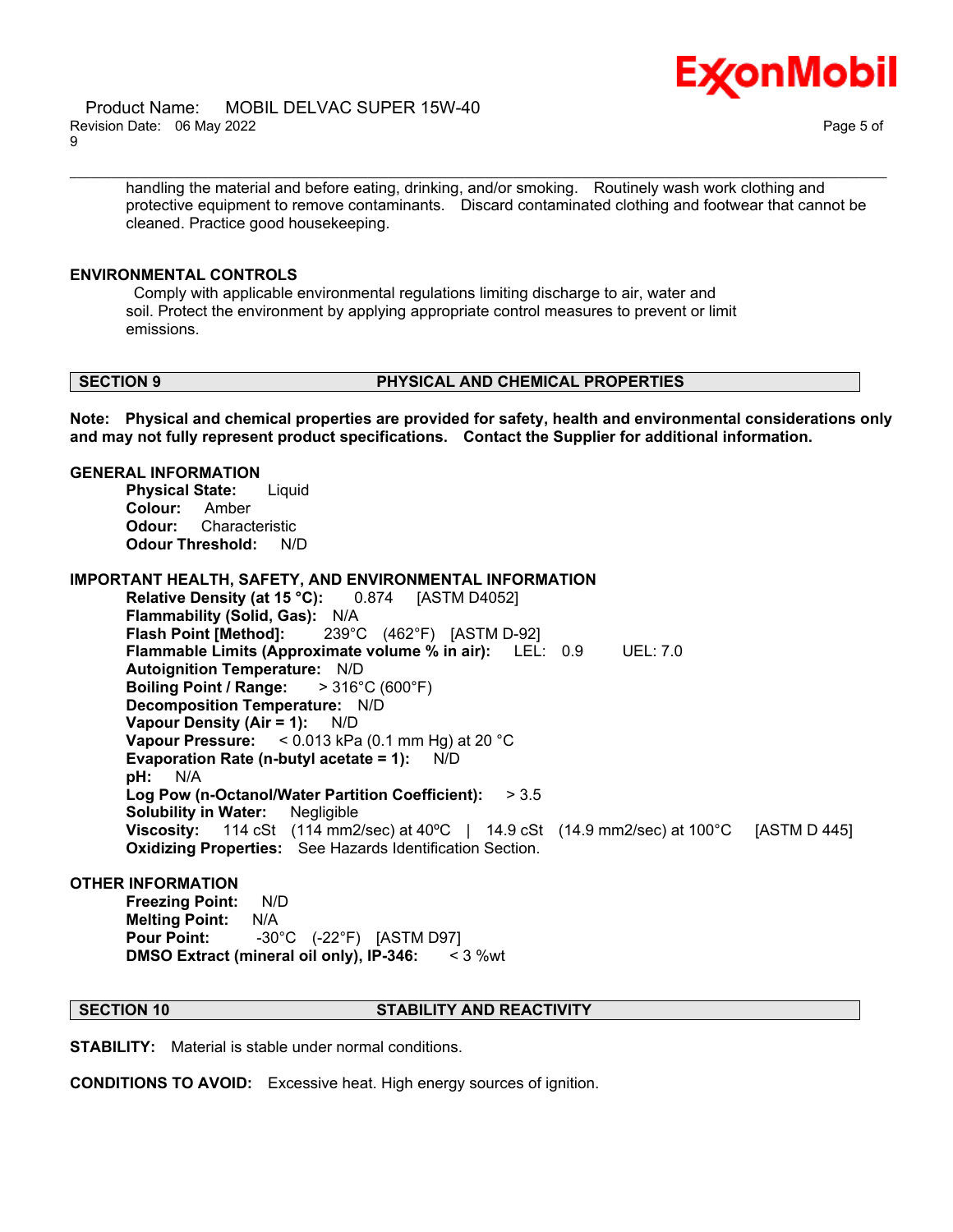handling the material and before eating, drinking, and/or smoking. Routinely wash work clothing and protective equipment to remove contaminants. Discard contaminated clothing and footwear that cannot be cleaned. Practice good housekeeping.

**ENVIRONMENTAL CONTROLS**

Comply with applicable environmental regulations limiting discharge to air, water and soil. Protect the environment by applying appropriate control measures to prevent or limit emissions.

## SECTION 9 PHYSICAL AND CHEMICAL PROPERTIES

**Note: Physical and chemical properties are provided for safety, health and environmental considerations only and may not fully represent product specifications. Contact the Supplier for additional information.**

**GENERAL INFORMATION**

**Physical State:** Liquid
**Colour:** Amber
**Odour:** Characteristic
**Odour Threshold:** N/D

**IMPORTANT HEALTH, SAFETY, AND ENVIRONMENTAL INFORMATION**

**Relative Density (at 15 °C):** 0.874 [ASTM D4052]
**Flammability (Solid, Gas):** N/A
**Flash Point [Method]:** 239°C (462°F) [ASTM D-92]
**Flammable Limits (Approximate volume % in air):** LEL: 0.9 UEL: 7.0
**Autoignition Temperature:** N/D
**Boiling Point / Range:** > 316°C (600°F)
**Decomposition Temperature:** N/D
**Vapour Density (Air = 1):** N/D
**Vapour Pressure:** < 0.013 kPa (0.1 mm Hg) at 20 °C
**Evaporation Rate (n-butyl acetate = 1):** N/D
**pH:** N/A
**Log Pow (n-Octanol/Water Partition Coefficient):** > 3.5
**Solubility in Water:** Negligible
**Viscosity:** 114 cSt (114 mm2/sec) at 40ºC | 14.9 cSt (14.9 mm2/sec) at 100°C [ASTM D 445]
**Oxidizing Properties:** See Hazards Identification Section.

**OTHER INFORMATION**

**Freezing Point:** N/D
**Melting Point:** N/A
**Pour Point:** -30°C (-22°F) [ASTM D97]
**DMSO Extract (mineral oil only), IP-346:** < 3 %wt

## SECTION 10 STABILITY AND REACTIVITY

**STABILITY:** Material is stable under normal conditions.

**CONDITIONS TO AVOID:** Excessive heat. High energy sources of ignition.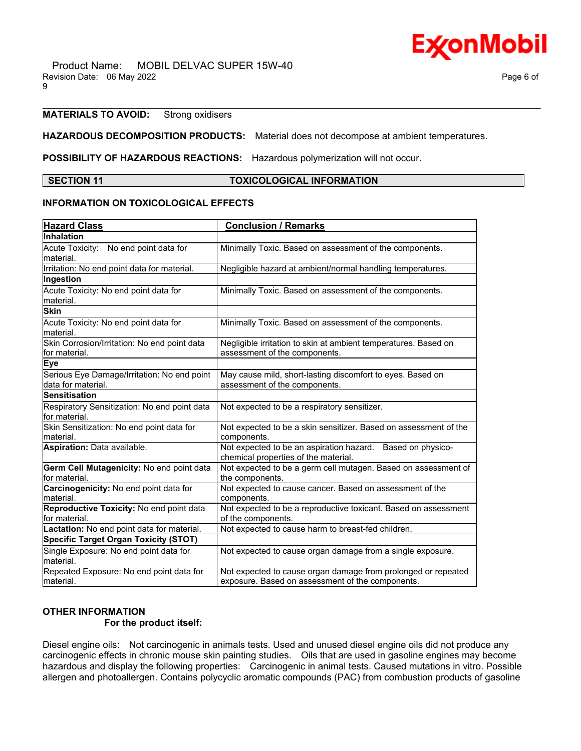**MATERIALS TO AVOID:** Strong oxidisers

**HAZARDOUS DECOMPOSITION PRODUCTS:** Material does not decompose at ambient temperatures.

**POSSIBILITY OF HAZARDOUS REACTIONS:** Hazardous polymerization will not occur.

## SECTION 11 TOXICOLOGICAL INFORMATION

### INFORMATION ON TOXICOLOGICAL EFFECTS

| Hazard Class | Conclusion / Remarks |
|---|---|
| **Inhalation** | |
| Acute Toxicity: No end point data for material. | Minimally Toxic. Based on assessment of the components. |
| Irritation: No end point data for material. | Negligible hazard at ambient/normal handling temperatures. |
| **Ingestion** | |
| Acute Toxicity: No end point data for material. | Minimally Toxic. Based on assessment of the components. |
| **Skin** | |
| Acute Toxicity: No end point data for material. | Minimally Toxic. Based on assessment of the components. |
| Skin Corrosion/Irritation: No end point data for material. | Negligible irritation to skin at ambient temperatures. Based on assessment of the components. |
| **Eye** | |
| Serious Eye Damage/Irritation: No end point data for material. | May cause mild, short-lasting discomfort to eyes. Based on assessment of the components. |
| **Sensitisation** | |
| Respiratory Sensitization: No end point data for material. | Not expected to be a respiratory sensitizer. |
| Skin Sensitization: No end point data for material. | Not expected to be a skin sensitizer. Based on assessment of the components. |
| **Aspiration:** Data available. | Not expected to be an aspiration hazard. Based on physico-chemical properties of the material. |
| **Germ Cell Mutagenicity:** No end point data for material. | Not expected to be a germ cell mutagen. Based on assessment of the components. |
| **Carcinogenicity:** No end point data for material. | Not expected to cause cancer. Based on assessment of the components. |
| **Reproductive Toxicity:** No end point data for material. | Not expected to be a reproductive toxicant. Based on assessment of the components. |
| **Lactation:** No end point data for material. | Not expected to cause harm to breast-fed children. |
| **Specific Target Organ Toxicity (STOT)** | |
| Single Exposure: No end point data for material. | Not expected to cause organ damage from a single exposure. |
| Repeated Exposure: No end point data for material. | Not expected to cause organ damage from prolonged or repeated exposure. Based on assessment of the components. |

### OTHER INFORMATION

**For the product itself:**

Diesel engine oils: Not carcinogenic in animals tests. Used and unused diesel engine oils did not produce any carcinogenic effects in chronic mouse skin painting studies. Oils that are used in gasoline engines may become hazardous and display the following properties: Carcinogenic in animal tests. Caused mutations in vitro. Possible allergen and photoallergen. Contains polycyclic aromatic compounds (PAC) from combustion products of gasoline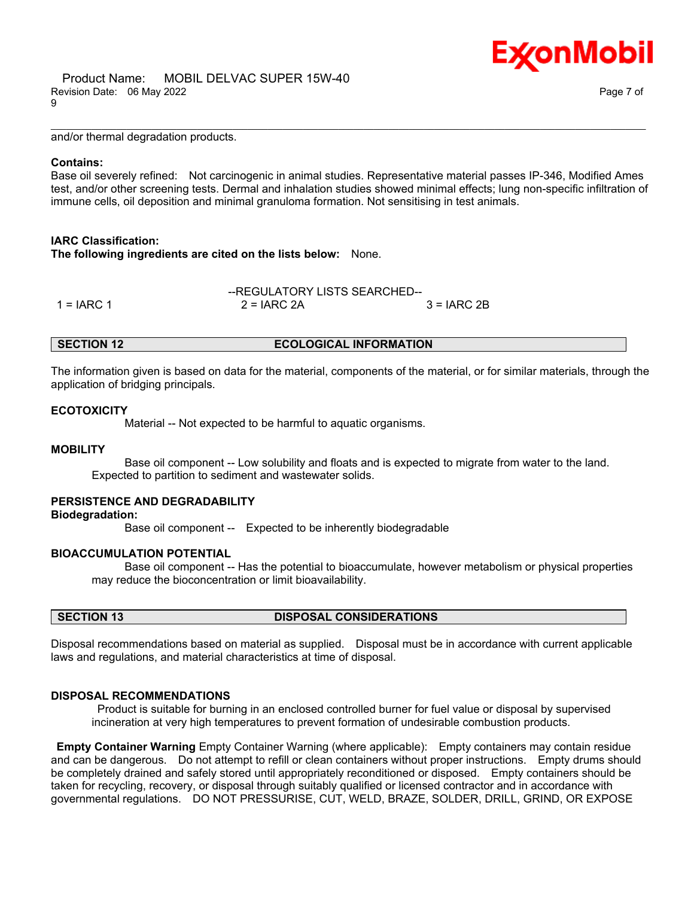and/or thermal degradation products.

**Contains:**
Base oil severely refined: Not carcinogenic in animal studies. Representative material passes IP-346, Modified Ames test, and/or other screening tests. Dermal and inhalation studies showed minimal effects; lung non-specific infiltration of immune cells, oil deposition and minimal granuloma formation. Not sensitising in test animals.

**IARC Classification:**
**The following ingredients are cited on the lists below:** None.

--REGULATORY LISTS SEARCHED--

| 1 = IARC 1 | 2 = IARC 2A | 3 = IARC 2B |
|---|---|---|

## SECTION 12 ECOLOGICAL INFORMATION

The information given is based on data for the material, components of the material, or for similar materials, through the application of bridging principals.

### ECOTOXICITY

Material -- Not expected to be harmful to aquatic organisms.

### MOBILITY

Base oil component -- Low solubility and floats and is expected to migrate from water to the land. Expected to partition to sediment and wastewater solids.

### PERSISTENCE AND DEGRADABILITY

**Biodegradation:**

Base oil component -- Expected to be inherently biodegradable

### BIOACCUMULATION POTENTIAL

Base oil component -- Has the potential to bioaccumulate, however metabolism or physical properties may reduce the bioconcentration or limit bioavailability.

## SECTION 13 DISPOSAL CONSIDERATIONS

Disposal recommendations based on material as supplied. Disposal must be in accordance with current applicable laws and regulations, and material characteristics at time of disposal.

### DISPOSAL RECOMMENDATIONS

Product is suitable for burning in an enclosed controlled burner for fuel value or disposal by supervised incineration at very high temperatures to prevent formation of undesirable combustion products.

**Empty Container Warning** Empty Container Warning (where applicable): Empty containers may contain residue and can be dangerous. Do not attempt to refill or clean containers without proper instructions. Empty drums should be completely drained and safely stored until appropriately reconditioned or disposed. Empty containers should be taken for recycling, recovery, or disposal through suitably qualified or licensed contractor and in accordance with governmental regulations. DO NOT PRESSURISE, CUT, WELD, BRAZE, SOLDER, DRILL, GRIND, OR EXPOSE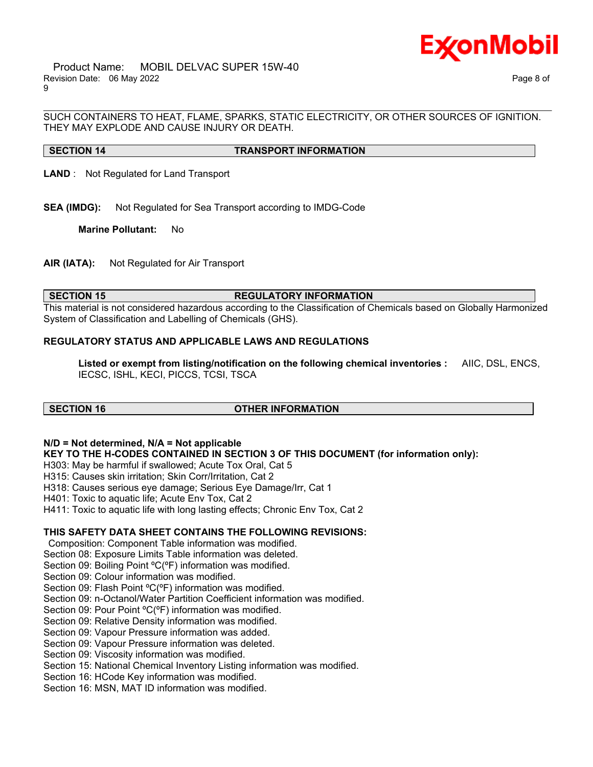SUCH CONTAINERS TO HEAT, FLAME, SPARKS, STATIC ELECTRICITY, OR OTHER SOURCES OF IGNITION. THEY MAY EXPLODE AND CAUSE INJURY OR DEATH.

## SECTION 14 TRANSPORT INFORMATION

**LAND** : Not Regulated for Land Transport

**SEA (IMDG):** Not Regulated for Sea Transport according to IMDG-Code

**Marine Pollutant:** No

**AIR (IATA):** Not Regulated for Air Transport

## SECTION 15 REGULATORY INFORMATION

This material is not considered hazardous according to the Classification of Chemicals based on Globally Harmonized System of Classification and Labelling of Chemicals (GHS).

**REGULATORY STATUS AND APPLICABLE LAWS AND REGULATIONS**

**Listed or exempt from listing/notification on the following chemical inventories :** AIIC, DSL, ENCS, IECSC, ISHL, KECI, PICCS, TCSI, TSCA

## SECTION 16 OTHER INFORMATION

**N/D = Not determined, N/A = Not applicable**

**KEY TO THE H-CODES CONTAINED IN SECTION 3 OF THIS DOCUMENT (for information only):**

H303: May be harmful if swallowed; Acute Tox Oral, Cat 5
H315: Causes skin irritation; Skin Corr/Irritation, Cat 2
H318: Causes serious eye damage; Serious Eye Damage/Irr, Cat 1
H401: Toxic to aquatic life; Acute Env Tox, Cat 2
H411: Toxic to aquatic life with long lasting effects; Chronic Env Tox, Cat 2

**THIS SAFETY DATA SHEET CONTAINS THE FOLLOWING REVISIONS:**

Composition: Component Table information was modified.
Section 08: Exposure Limits Table information was deleted.
Section 09: Boiling Point ºC(ºF) information was modified.
Section 09: Colour information was modified.
Section 09: Flash Point ºC(ºF) information was modified.
Section 09: n-Octanol/Water Partition Coefficient information was modified.
Section 09: Pour Point ºC(ºF) information was modified.
Section 09: Relative Density information was modified.
Section 09: Vapour Pressure information was added.
Section 09: Vapour Pressure information was deleted.
Section 09: Viscosity information was modified.
Section 15: National Chemical Inventory Listing information was modified.
Section 16: HCode Key information was modified.
Section 16: MSN, MAT ID information was modified.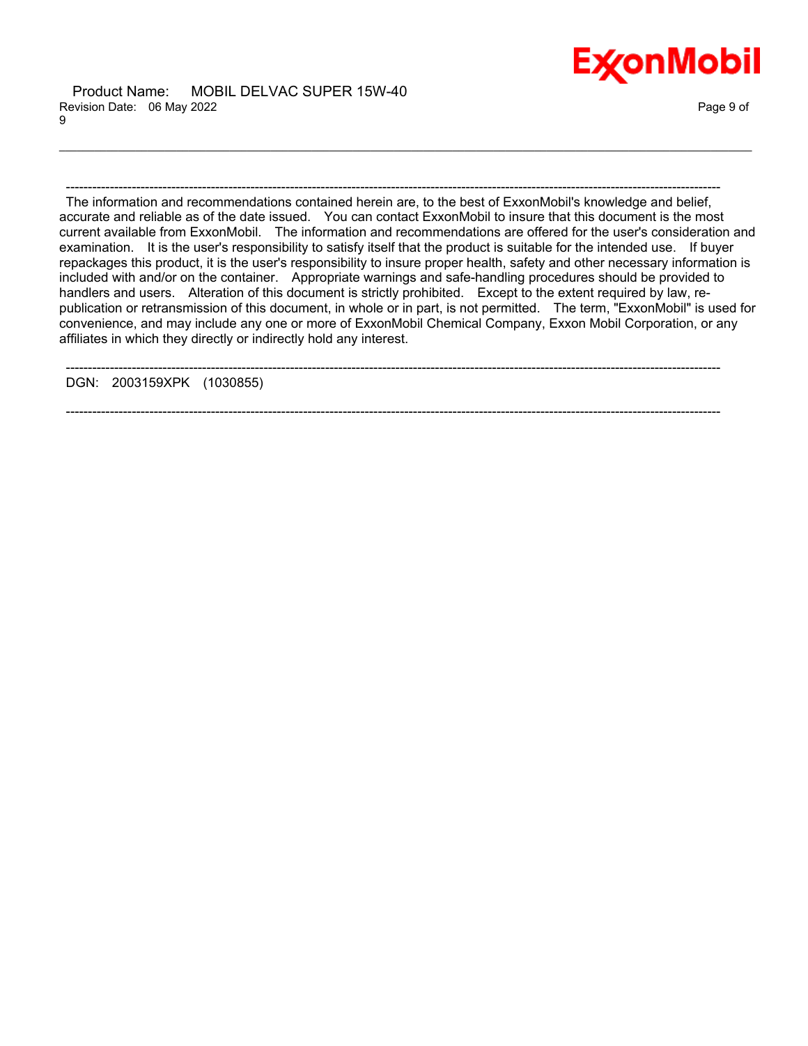---

The information and recommendations contained herein are, to the best of ExxonMobil's knowledge and belief, accurate and reliable as of the date issued. You can contact ExxonMobil to insure that this document is the most current available from ExxonMobil. The information and recommendations are offered for the user's consideration and examination. It is the user's responsibility to satisfy itself that the product is suitable for the intended use. If buyer repackages this product, it is the user's responsibility to insure proper health, safety and other necessary information is included with and/or on the container. Appropriate warnings and safe-handling procedures should be provided to handlers and users. Alteration of this document is strictly prohibited. Except to the extent required by law, re-publication or retransmission of this document, in whole or in part, is not permitted. The term, "ExxonMobil" is used for convenience, and may include any one or more of ExxonMobil Chemical Company, Exxon Mobil Corporation, or any affiliates in which they directly or indirectly hold any interest.

---

DGN: 2003159XPK (1030855)

---